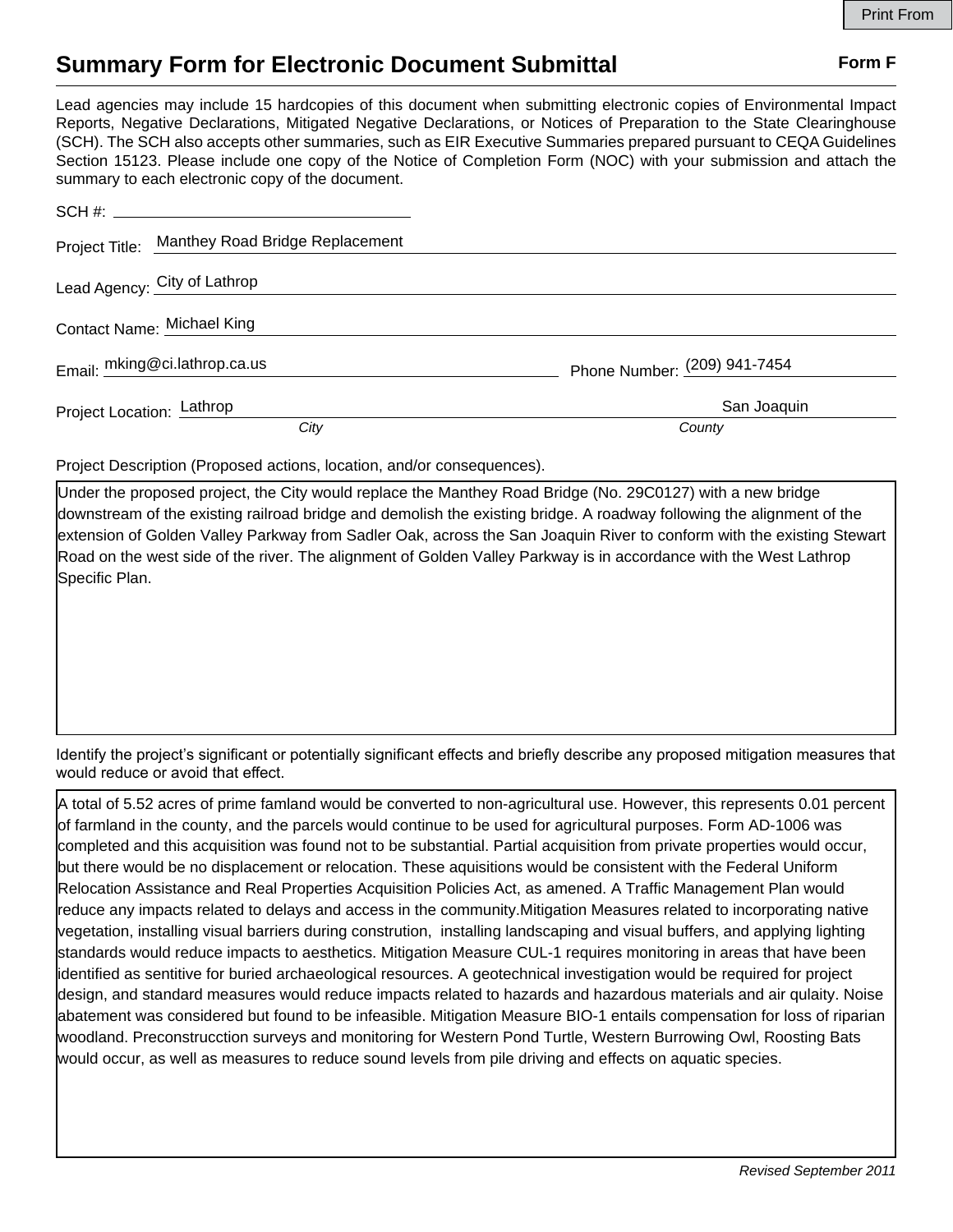# Summary Form for Electronic Document Submittal

**Form F**

Lead agencies may include 15 hardcopies of this document when submitting electronic copies of Environmental Impact Reports, Negative Declarations, Mitigated Negative Declarations, or Notices of Preparation to the State Clearinghouse (SCH). The SCH also accepts other summaries, such as EIR Executive Summaries prepared pursuant to CEQA Guidelines Section 15123. Please include one copy of the Notice of Completion Form (NOC) with your submission and attach the summary to each electronic copy of the document.

SCH #: 

Project Title: Manthey Road Bridge Replacement

Lead Agency: City of Lathrop

Contact Name: Michael King

Email: mking@ci.lathrop.ca.us　　Phone Number: (209) 941-7454

Project Location: Lathrop (*City*)　　San Joaquin (*County*)

Project Description (Proposed actions, location, and/or consequences).

Under the proposed project, the City would replace the Manthey Road Bridge (No. 29C0127) with a new bridge downstream of the existing railroad bridge and demolish the existing bridge. A roadway following the alignment of the extension of Golden Valley Parkway from Sadler Oak, across the San Joaquin River to conform with the existing Stewart Road on the west side of the river. The alignment of Golden Valley Parkway is in accordance with the West Lathrop Specific Plan.

Identify the project's significant or potentially significant effects and briefly describe any proposed mitigation measures that would reduce or avoid that effect.

A total of 5.52 acres of prime famland would be converted to non-agricultural use. However, this represents 0.01 percent of farmland in the county, and the parcels would continue to be used for agricultural purposes. Form AD-1006 was completed and this acquisition was found not to be substantial. Partial acquisition from private properties would occur, but there would be no displacement or relocation. These aquisitions would be consistent with the Federal Uniform Relocation Assistance and Real Properties Acquisition Policies Act, as amened. A Traffic Management Plan would reduce any impacts related to delays and access in the community.Mitigation Measures related to incorporating native vegetation, installing visual barriers during constrution, installing landscaping and visual buffers, and applying lighting standards would reduce impacts to aesthetics. Mitigation Measure CUL-1 requires monitoring in areas that have been identified as sentitive for buried archaeological resources. A geotechnical investigation would be required for project design, and standard measures would reduce impacts related to hazards and hazardous materials and air qulaity. Noise abatement was considered but found to be infeasible. Mitigation Measure BIO-1 entails compensation for loss of riparian woodland. Preconstrucction surveys and monitoring for Western Pond Turtle, Western Burrowing Owl, Roosting Bats would occur, as well as measures to reduce sound levels from pile driving and effects on aquatic species.

*Revised September 2011*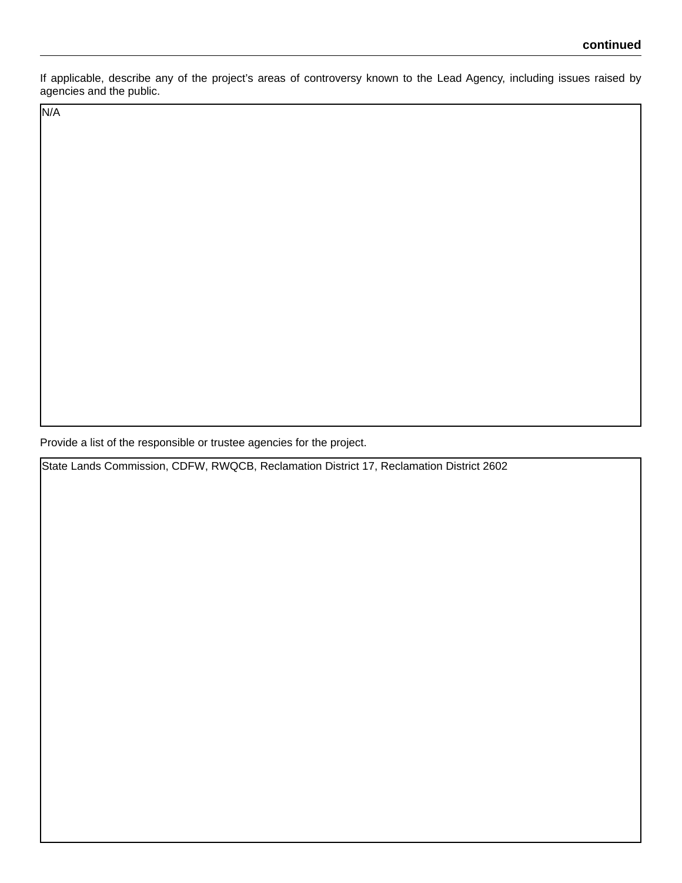If applicable, describe any of the project's areas of controversy known to the Lead Agency, including issues raised by agencies and the public.

N/A

Provide a list of the responsible or trustee agencies for the project.

State Lands Commission, CDFW, RWQCB, Reclamation District 17, Reclamation District 2602